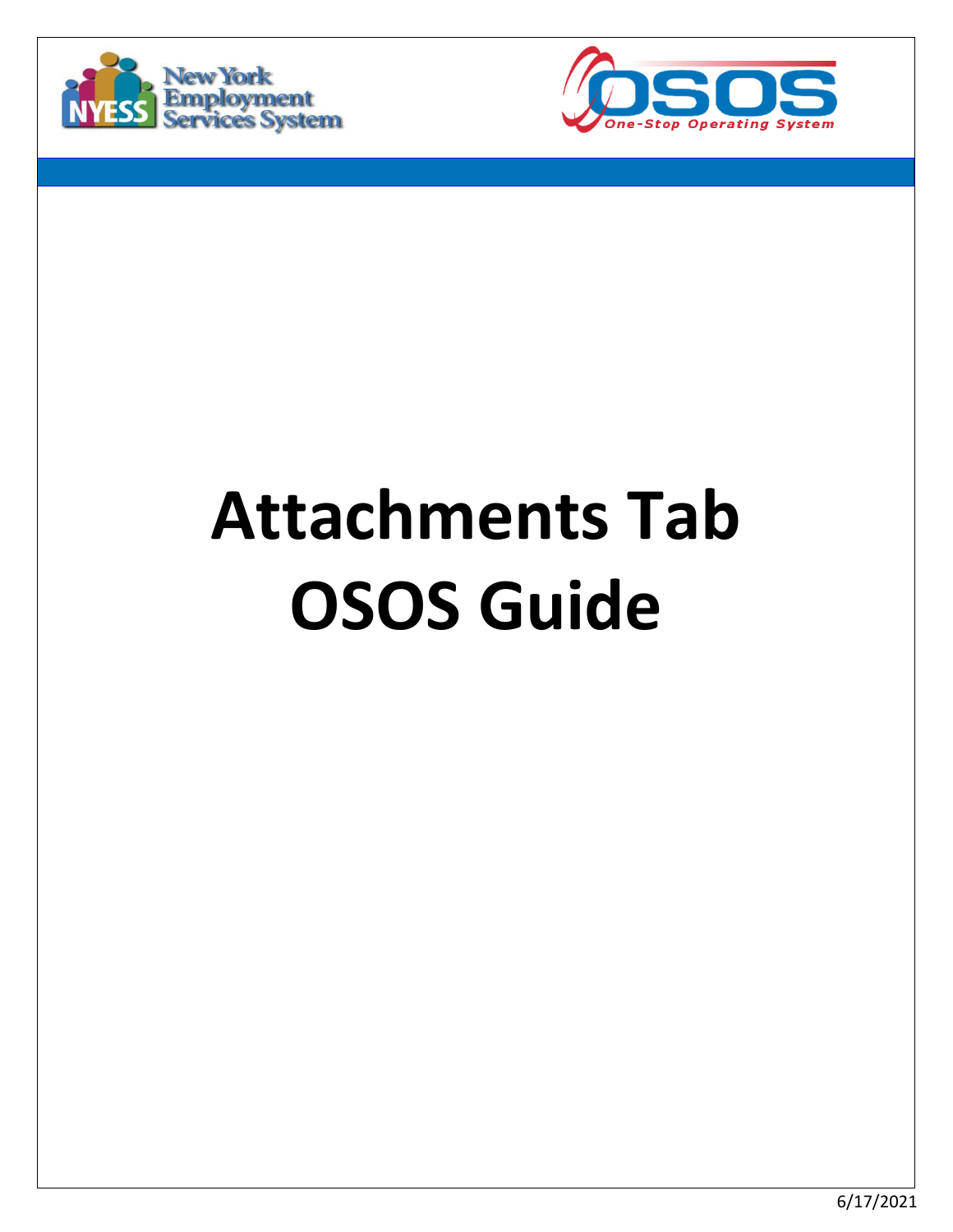# Attachments Tab OSOS Guide

6/17/2021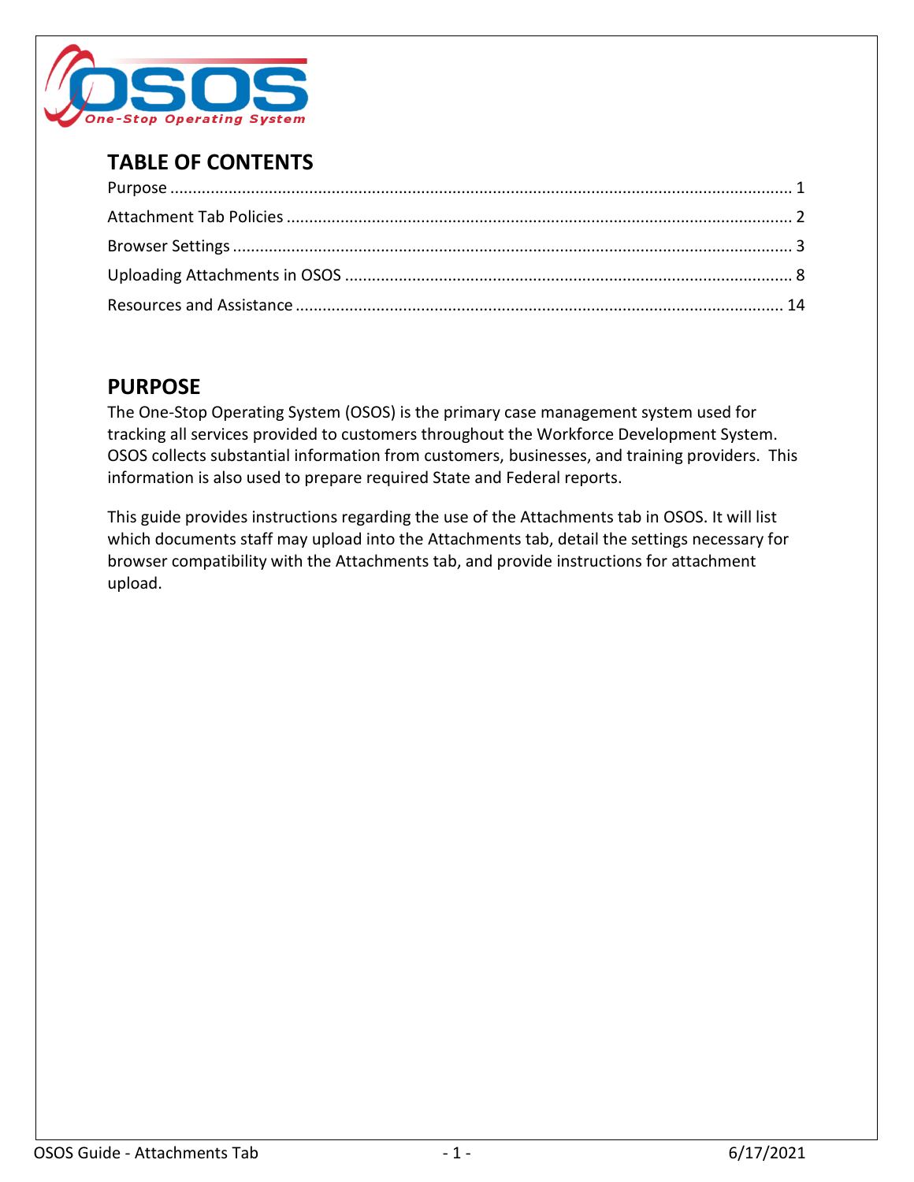## TABLE OF CONTENTS

Purpose ........................................................................................................................... 1
Attachment Tab Policies ................................................................................................. 2
Browser Settings ............................................................................................................. 3
Uploading Attachments in OSOS .................................................................................... 8
Resources and Assistance ............................................................................................. 14

## PURPOSE

The One-Stop Operating System (OSOS) is the primary case management system used for tracking all services provided to customers throughout the Workforce Development System. OSOS collects substantial information from customers, businesses, and training providers. This information is also used to prepare required State and Federal reports.

This guide provides instructions regarding the use of the Attachments tab in OSOS. It will list which documents staff may upload into the Attachments tab, detail the settings necessary for browser compatibility with the Attachments tab, and provide instructions for attachment upload.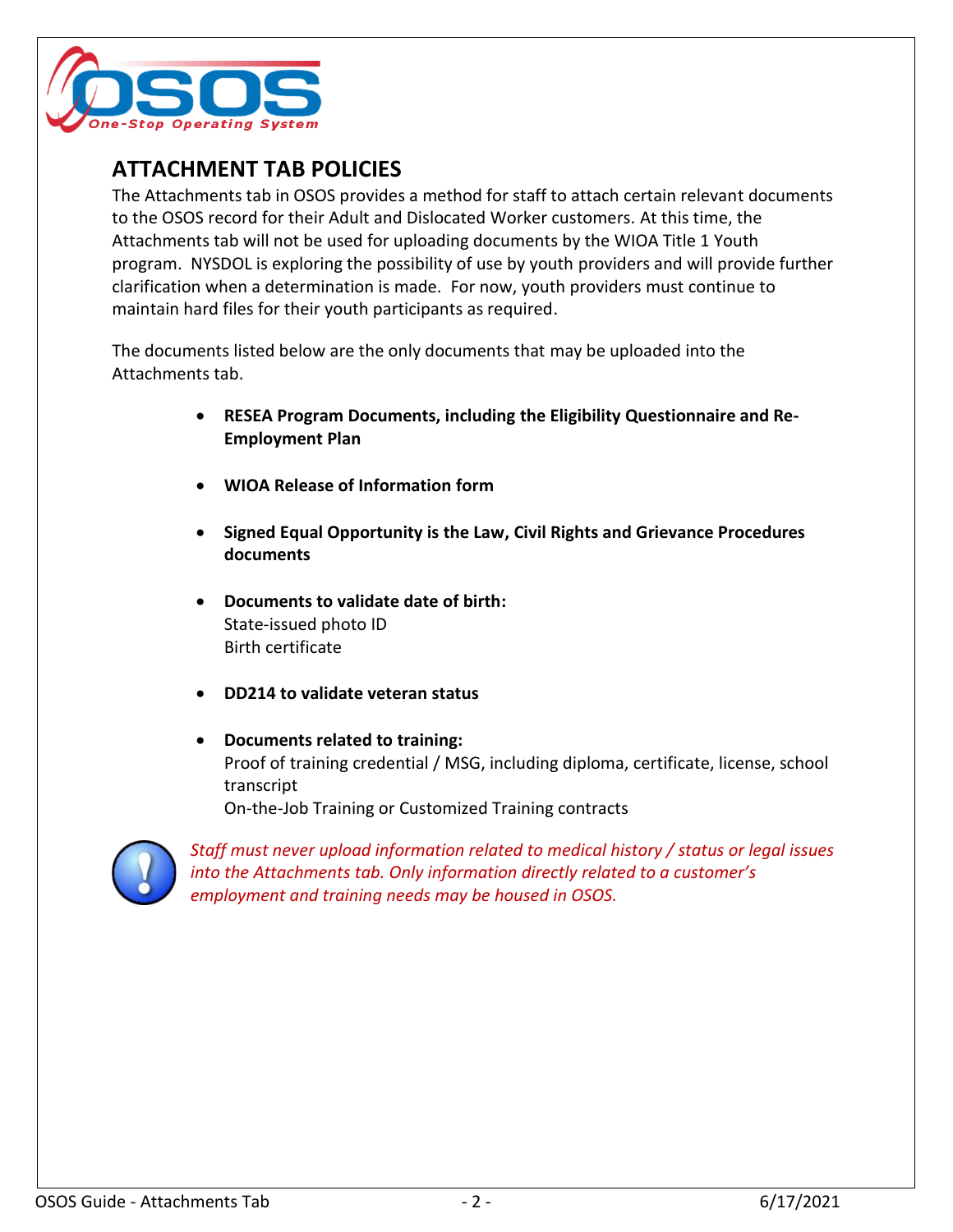## ATTACHMENT TAB POLICIES

The Attachments tab in OSOS provides a method for staff to attach certain relevant documents to the OSOS record for their Adult and Dislocated Worker customers. At this time, the Attachments tab will not be used for uploading documents by the WIOA Title 1 Youth program. NYSDOL is exploring the possibility of use by youth providers and will provide further clarification when a determination is made. For now, youth providers must continue to maintain hard files for their youth participants as required.

The documents listed below are the only documents that may be uploaded into the Attachments tab.

- **RESEA Program Documents, including the Eligibility Questionnaire and Re-Employment Plan**
- **WIOA Release of Information form**
- **Signed Equal Opportunity is the Law, Civil Rights and Grievance Procedures documents**
- **Documents to validate date of birth:**
  State-issued photo ID
  Birth certificate
- **DD214 to validate veteran status**
- **Documents related to training:**
  Proof of training credential / MSG, including diploma, certificate, license, school transcript
  On-the-Job Training or Customized Training contracts

*Staff must never upload information related to medical history / status or legal issues into the Attachments tab. Only information directly related to a customer's employment and training needs may be housed in OSOS.*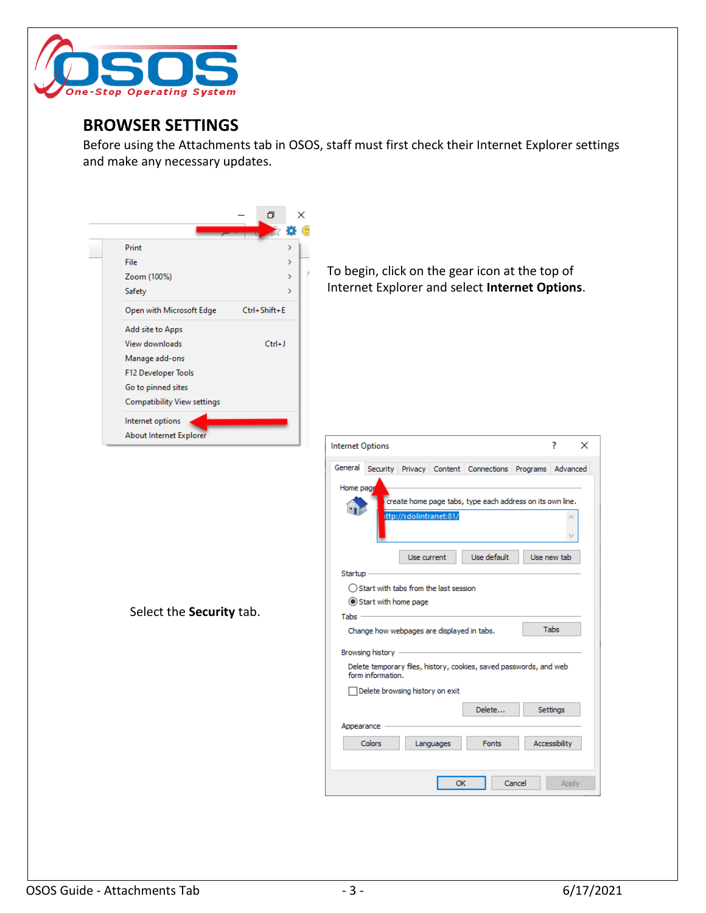## BROWSER SETTINGS

Before using the Attachments tab in OSOS, staff must first check their Internet Explorer settings and make any necessary updates.

To begin, click on the gear icon at the top of Internet Explorer and select **Internet Options**.

Select the **Security** tab.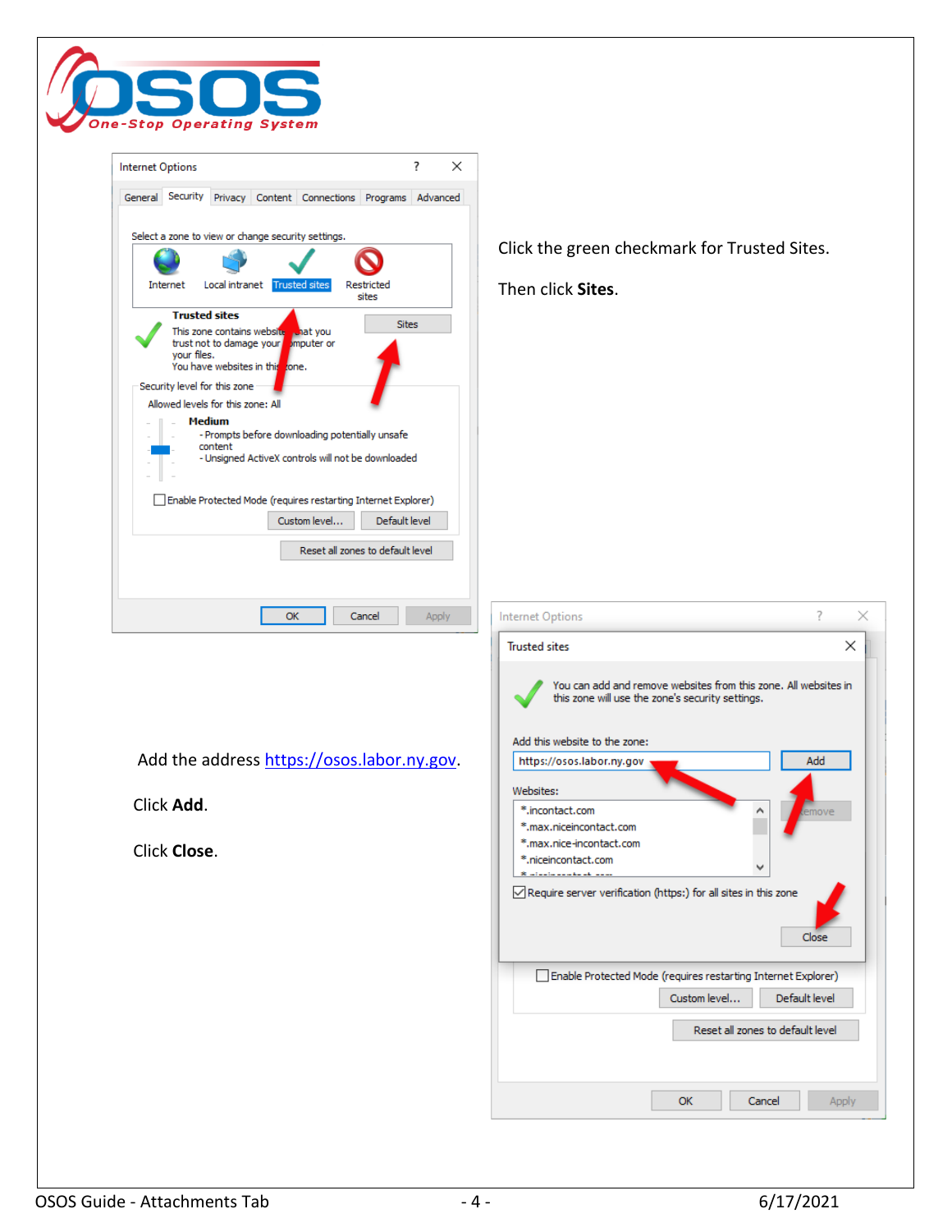Click the green checkmark for Trusted Sites.

Then click **Sites**.

Add the address https://osos.labor.ny.gov.

Click **Add**.

Click **Close**.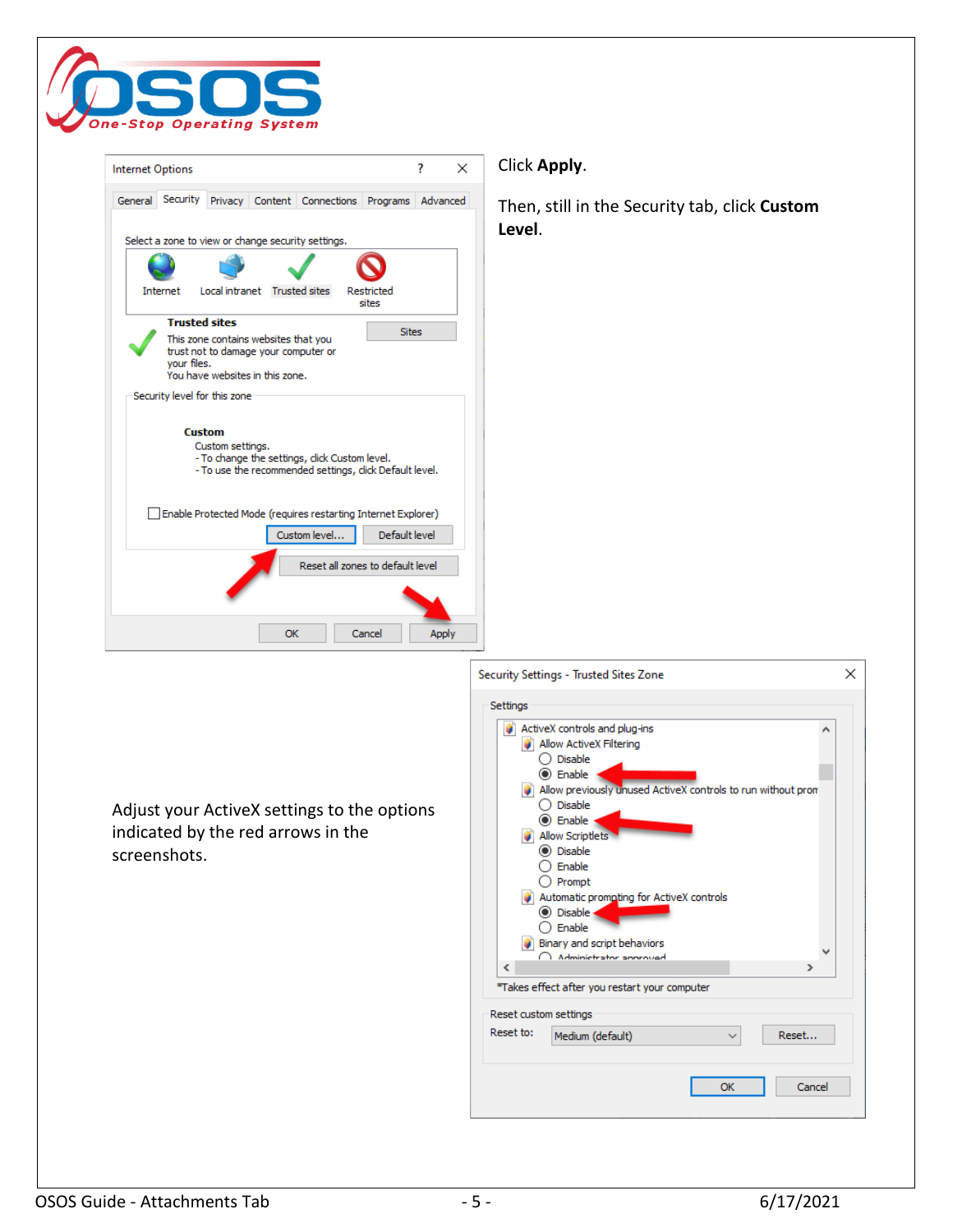Click **Apply**.

Then, still in the Security tab, click **Custom Level**.

Adjust your ActiveX settings to the options indicated by the red arrows in the screenshots.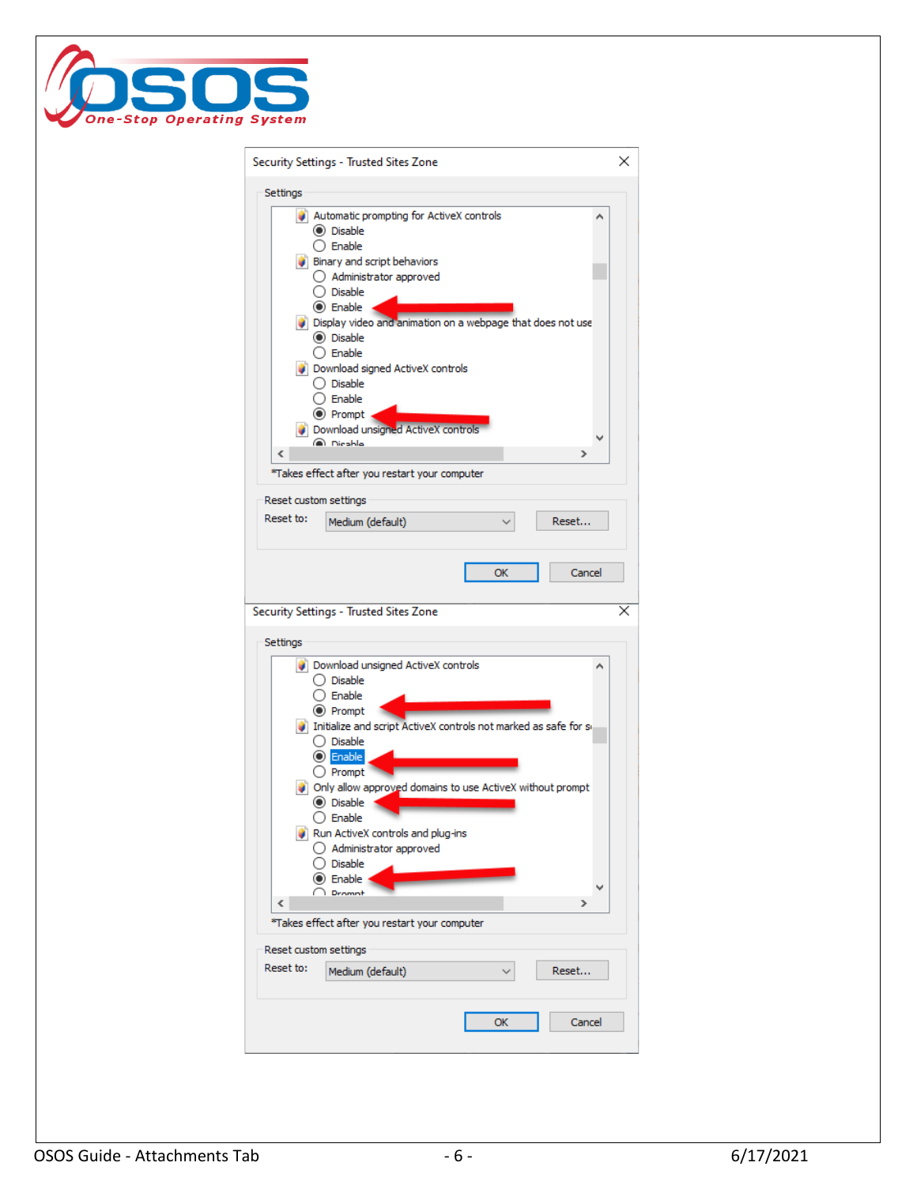Security Settings - Trusted Sites Zone

Settings

- Automatic prompting for ActiveX controls
  - (•) Disable
  - ( ) Enable
- Binary and script behaviors
  - ( ) Administrator approved
  - ( ) Disable
  - (•) Enable
- Display video and animation on a webpage that does not use
  - (•) Disable
  - ( ) Enable
- Download signed ActiveX controls
  - ( ) Disable
  - ( ) Enable
  - (•) Prompt
- Download unsigned ActiveX controls
  - (•) Disable

*Takes effect after you restart your computer

Reset custom settings

Reset to: Medium (default) Reset...

OK Cancel

Security Settings - Trusted Sites Zone

Settings

- Download unsigned ActiveX controls
  - ( ) Disable
  - ( ) Enable
  - (•) Prompt
- Initialize and script ActiveX controls not marked as safe for s
  - ( ) Disable
  - (•) Enable
  - ( ) Prompt
- Only allow approved domains to use ActiveX without prompt
  - (•) Disable
  - ( ) Enable
- Run ActiveX controls and plug-ins
  - ( ) Administrator approved
  - ( ) Disable
  - (•) Enable
  - ( ) Prompt

*Takes effect after you restart your computer

Reset custom settings

Reset to: Medium (default) Reset...

OK Cancel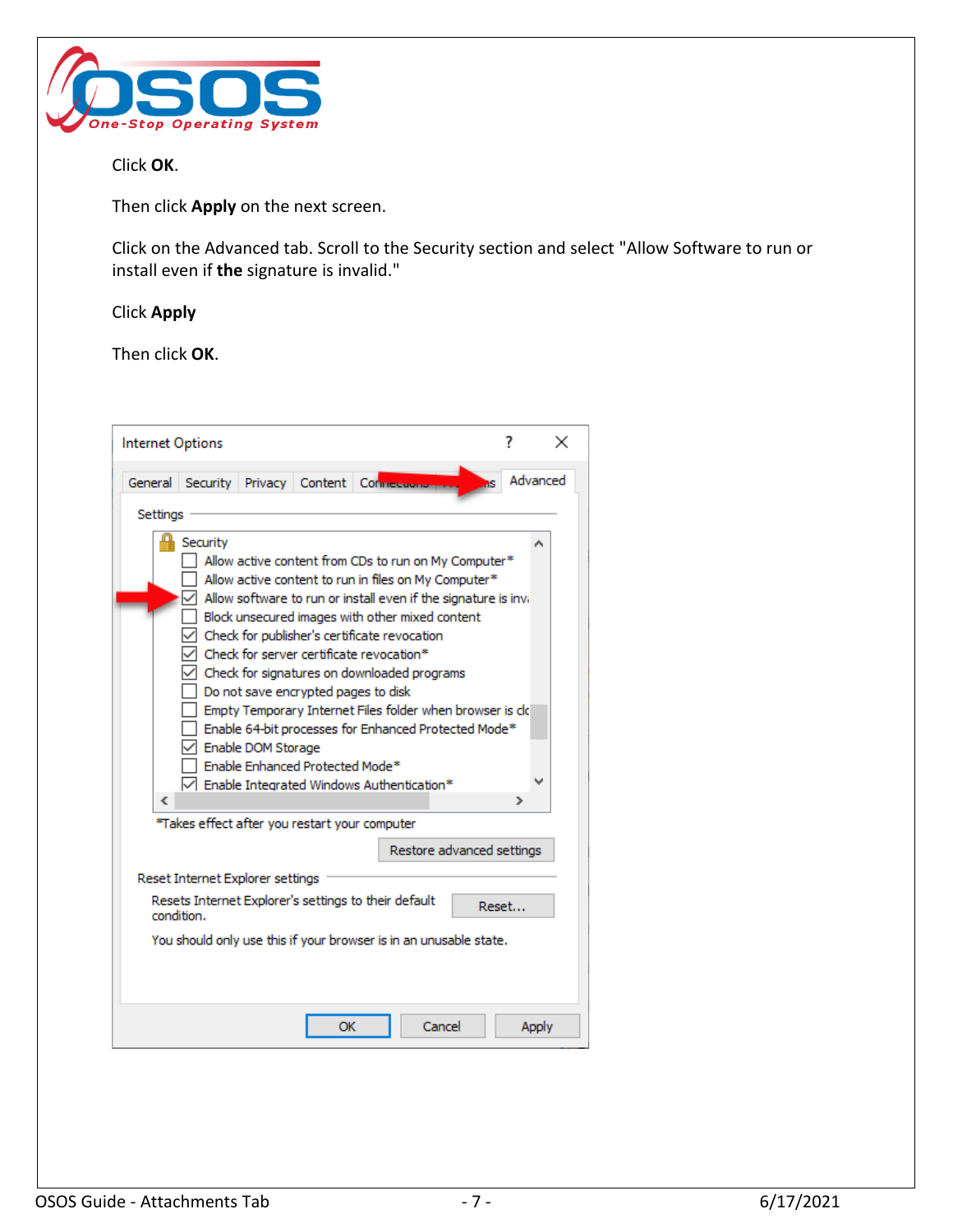Click **OK**.

Then click **Apply** on the next screen.

Click on the Advanced tab. Scroll to the Security section and select "Allow Software to run or install even if **the** signature is invalid."

Click **Apply**

Then click **OK**.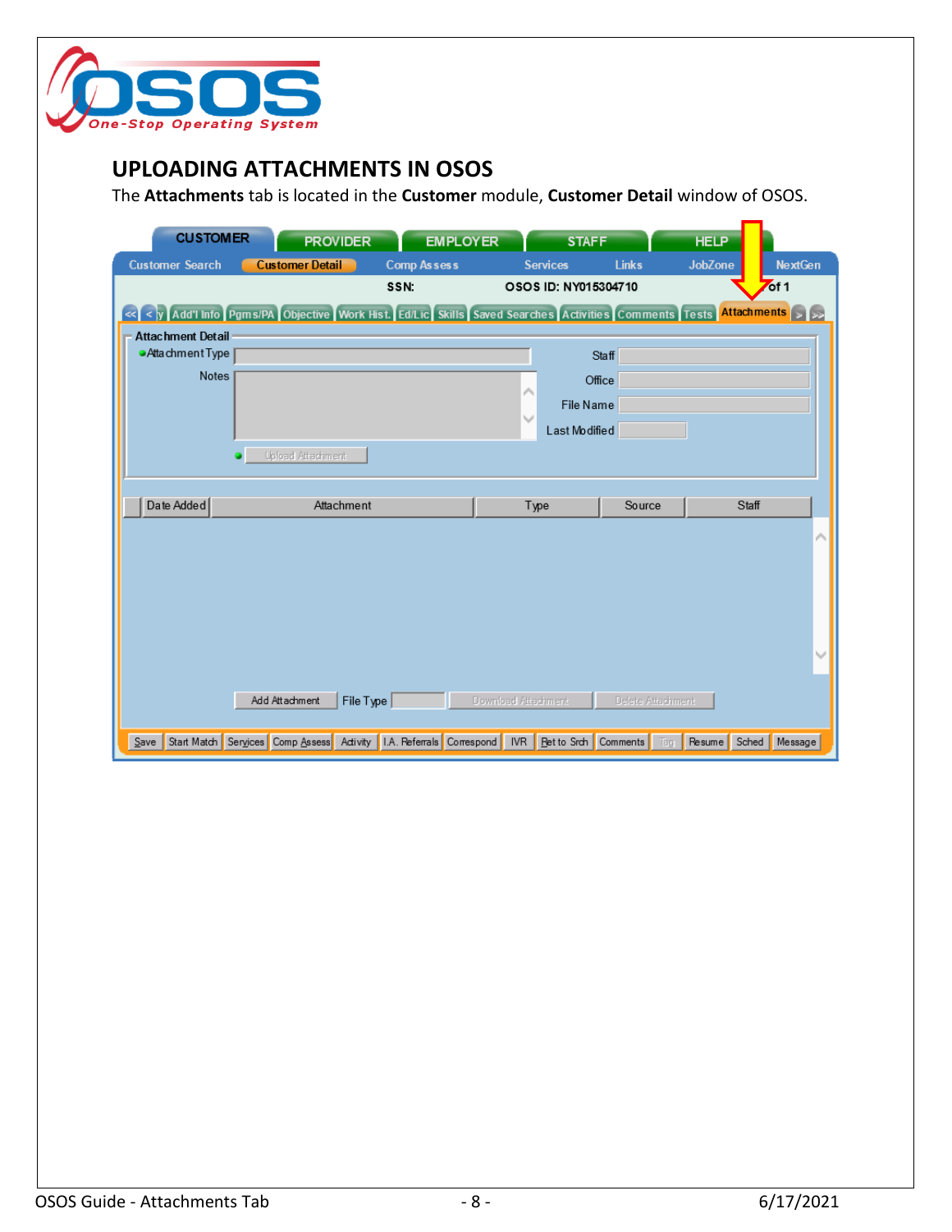## UPLOADING ATTACHMENTS IN OSOS

The **Attachments** tab is located in the **Customer** module, **Customer Detail** window of OSOS.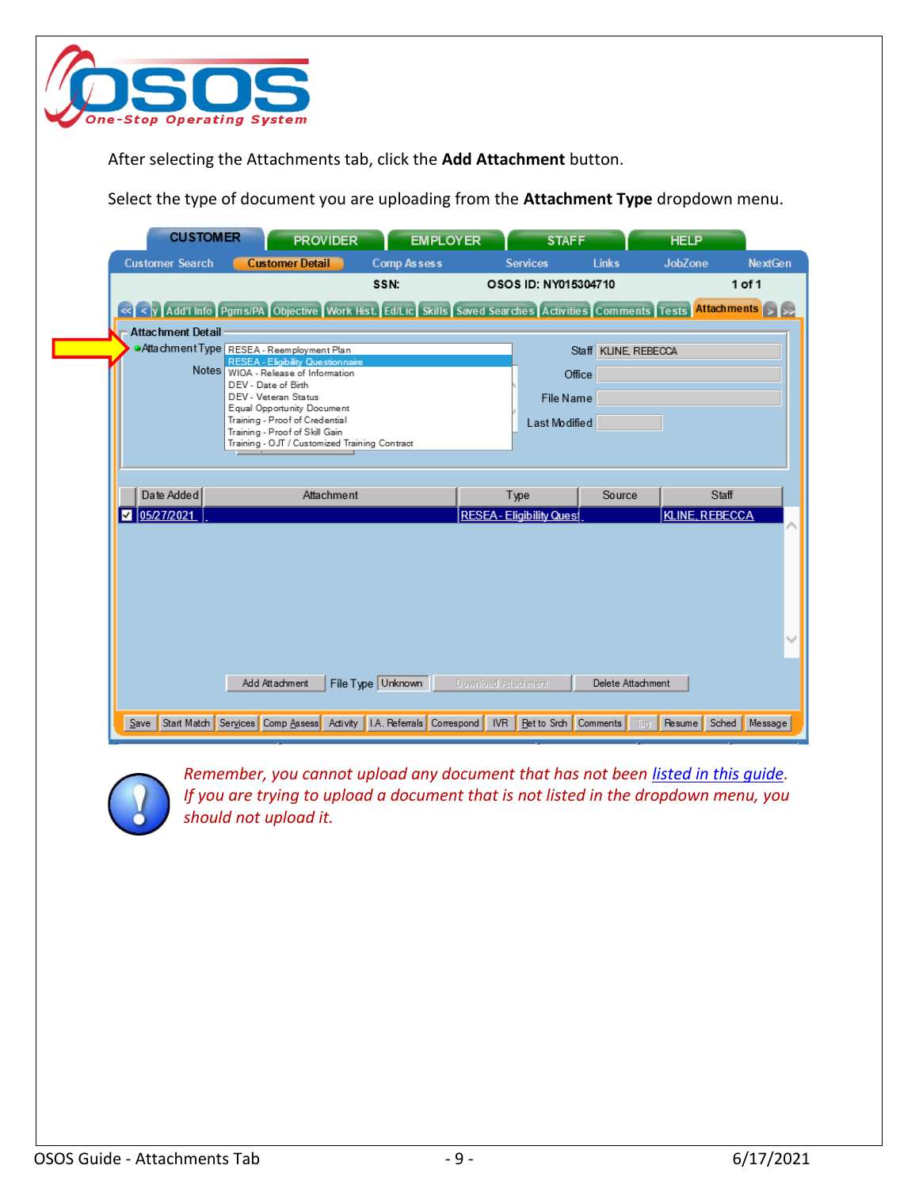After selecting the Attachments tab, click the **Add Attachment** button.

Select the type of document you are uploading from the **Attachment Type** dropdown menu.

*Remember, you cannot upload any document that has not been [listed in this guide](#). If you are trying to upload a document that is not listed in the dropdown menu, you should not upload it.*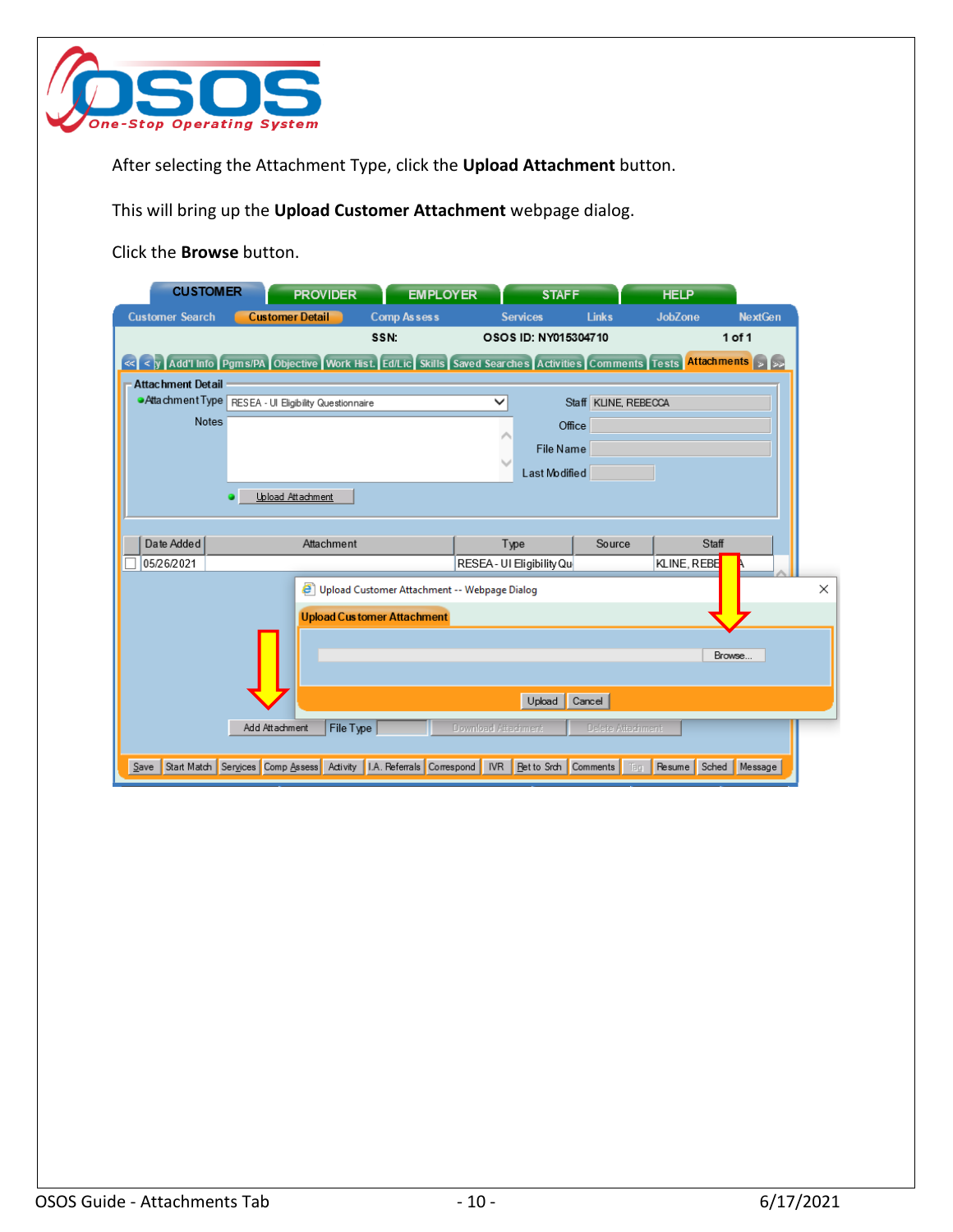After selecting the Attachment Type, click the **Upload Attachment** button.

This will bring up the **Upload Customer Attachment** webpage dialog.

Click the **Browse** button.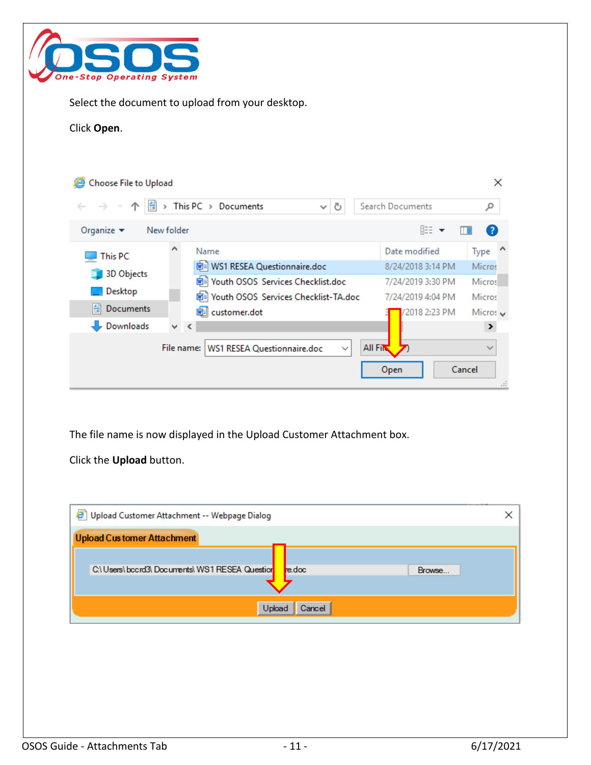Select the document to upload from your desktop.

Click **Open**.

The file name is now displayed in the Upload Customer Attachment box.

Click the **Upload** button.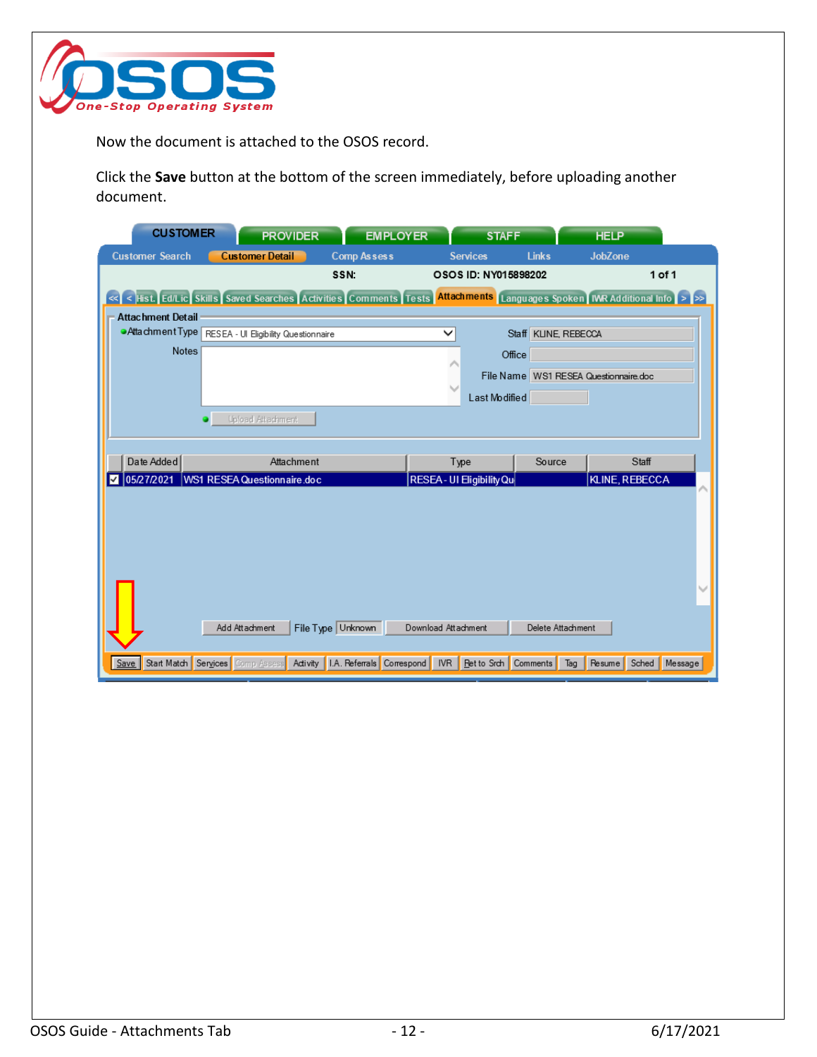Now the document is attached to the OSOS record.

Click the **Save** button at the bottom of the screen immediately, before uploading another document.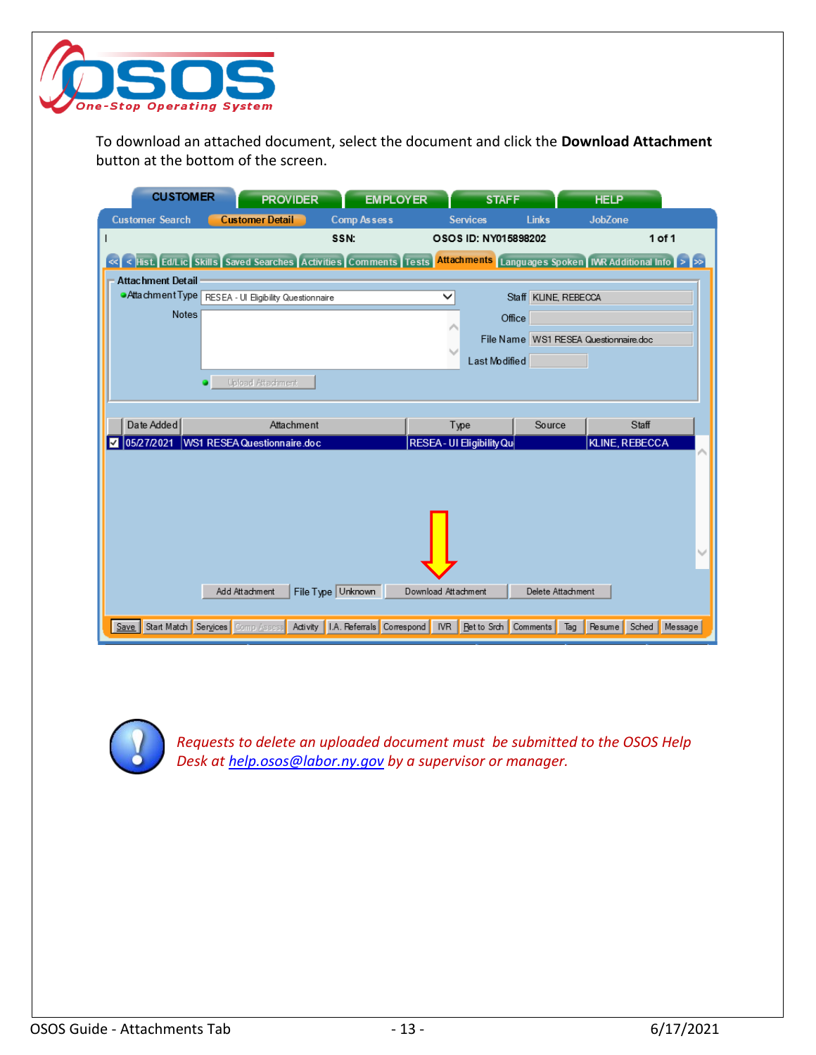To download an attached document, select the document and click the **Download Attachment** button at the bottom of the screen.

*Requests to delete an uploaded document must be submitted to the OSOS Help Desk at help.osos@labor.ny.gov by a supervisor or manager.*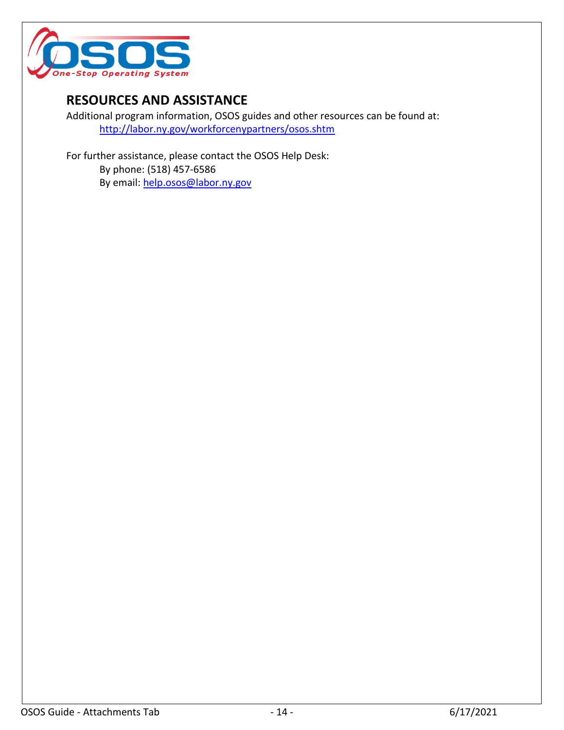## RESOURCES AND ASSISTANCE

Additional program information, OSOS guides and other resources can be found at:

http://labor.ny.gov/workforcenypartners/osos.shtm

For further assistance, please contact the OSOS Help Desk:

By phone: (518) 457-6586

By email: help.osos@labor.ny.gov